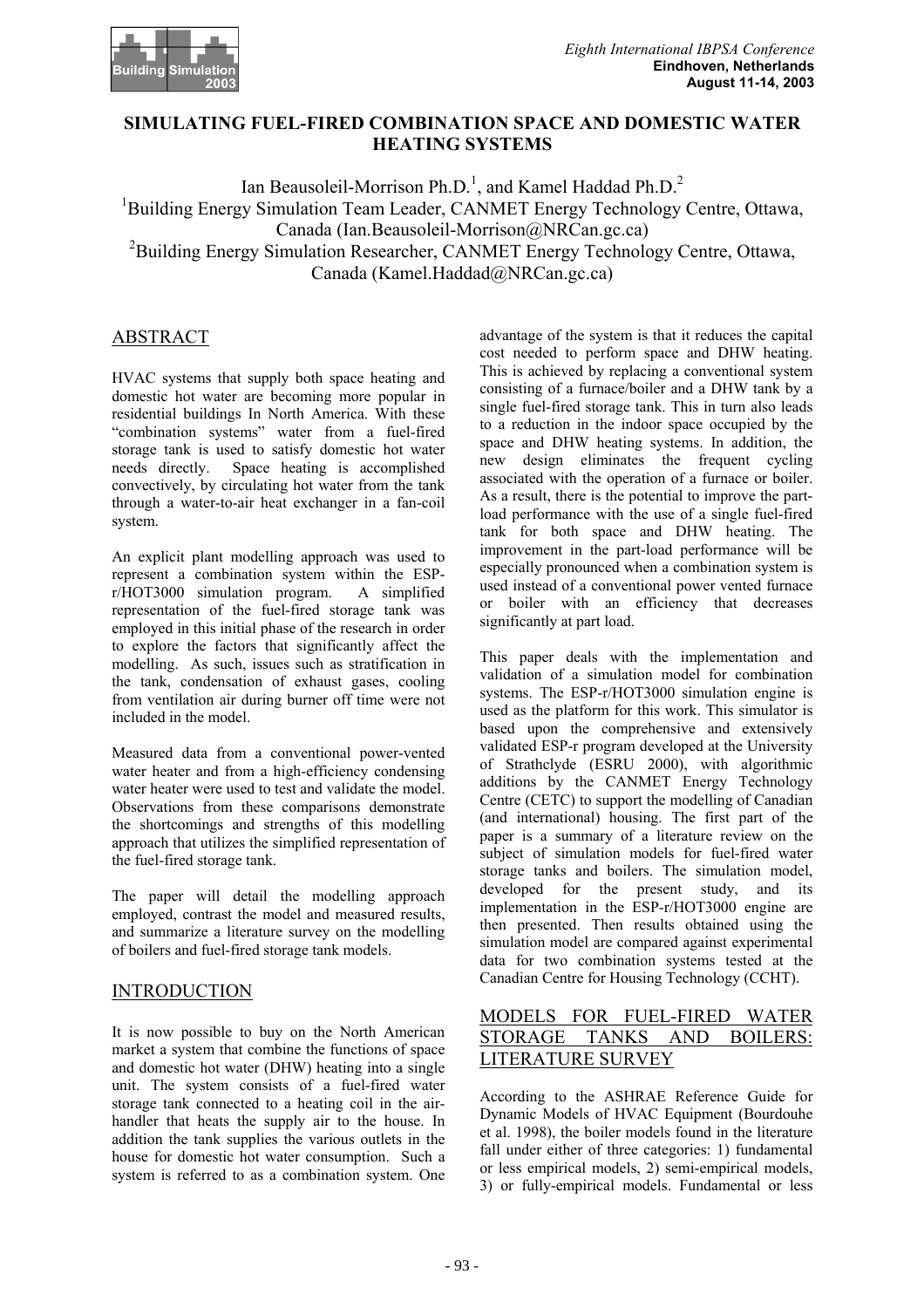# SIMULATING FUEL-FIRED COMBINATION SPACE AND DOMESTIC WATER HEATING SYSTEMS

Ian Beausoleil-Morrison Ph.D.[1], and Kamel Haddad Ph.D.[2]

[1]Building Energy Simulation Team Leader, CANMET Energy Technology Centre, Ottawa, Canada (Ian.Beausoleil-Morrison@NRCan.gc.ca)

[2]Building Energy Simulation Researcher, CANMET Energy Technology Centre, Ottawa, Canada (Kamel.Haddad@NRCan.gc.ca)

## ABSTRACT

HVAC systems that supply both space heating and domestic hot water are becoming more popular in residential buildings In North America. With these "combination systems" water from a fuel-fired storage tank is used to satisfy domestic hot water needs directly. Space heating is accomplished convectively, by circulating hot water from the tank through a water-to-air heat exchanger in a fan-coil system.

An explicit plant modelling approach was used to represent a combination system within the ESP-r/HOT3000 simulation program. A simplified representation of the fuel-fired storage tank was employed in this initial phase of the research in order to explore the factors that significantly affect the modelling. As such, issues such as stratification in the tank, condensation of exhaust gases, cooling from ventilation air during burner off time were not included in the model.

Measured data from a conventional power-vented water heater and from a high-efficiency condensing water heater were used to test and validate the model. Observations from these comparisons demonstrate the shortcomings and strengths of this modelling approach that utilizes the simplified representation of the fuel-fired storage tank.

The paper will detail the modelling approach employed, contrast the model and measured results, and summarize a literature survey on the modelling of boilers and fuel-fired storage tank models.

## INTRODUCTION

It is now possible to buy on the North American market a system that combine the functions of space and domestic hot water (DHW) heating into a single unit. The system consists of a fuel-fired water storage tank connected to a heating coil in the air-handler that heats the supply air to the house. In addition the tank supplies the various outlets in the house for domestic hot water consumption. Such a system is referred to as a combination system. One advantage of the system is that it reduces the capital cost needed to perform space and DHW heating. This is achieved by replacing a conventional system consisting of a furnace/boiler and a DHW tank by a single fuel-fired storage tank. This in turn also leads to a reduction in the indoor space occupied by the space and DHW heating systems. In addition, the new design eliminates the frequent cycling associated with the operation of a furnace or boiler. As a result, there is the potential to improve the part-load performance with the use of a single fuel-fired tank for both space and DHW heating. The improvement in the part-load performance will be especially pronounced when a combination system is used instead of a conventional power vented furnace or boiler with an efficiency that decreases significantly at part load.

This paper deals with the implementation and validation of a simulation model for combination systems. The ESP-r/HOT3000 simulation engine is used as the platform for this work. This simulator is based upon the comprehensive and extensively validated ESP-r program developed at the University of Strathclyde (ESRU 2000), with algorithmic additions by the CANMET Energy Technology Centre (CETC) to support the modelling of Canadian (and international) housing. The first part of the paper is a summary of a literature review on the subject of simulation models for fuel-fired water storage tanks and boilers. The simulation model, developed for the present study, and its implementation in the ESP-r/HOT3000 engine are then presented. Then results obtained using the simulation model are compared against experimental data for two combination systems tested at the Canadian Centre for Housing Technology (CCHT).

## MODELS FOR FUEL-FIRED WATER STORAGE TANKS AND BOILERS: LITERATURE SURVEY

According to the ASHRAE Reference Guide for Dynamic Models of HVAC Equipment (Bourdouhe et al. 1998), the boiler models found in the literature fall under either of three categories: 1) fundamental or less empirical models, 2) semi-empirical models, 3) or fully-empirical models. Fundamental or less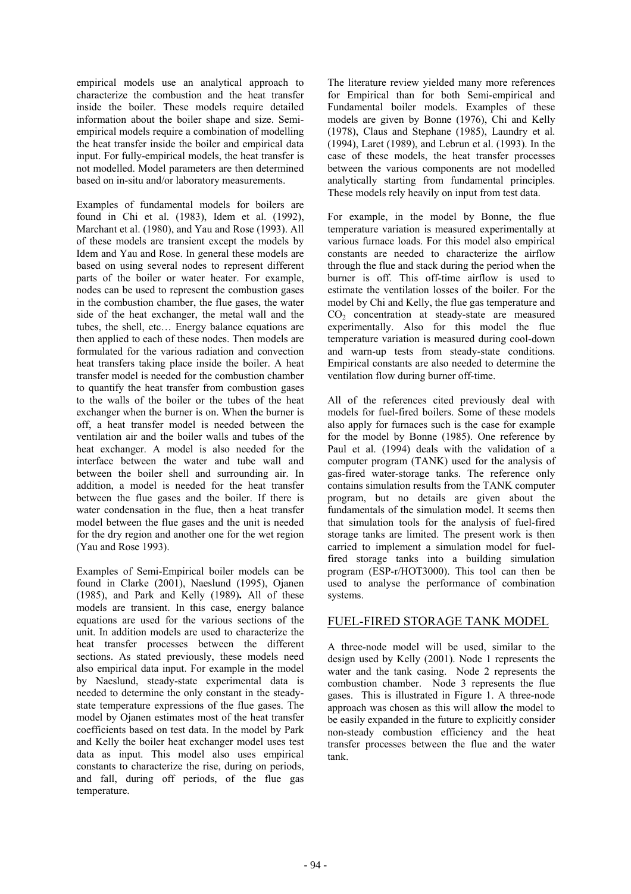empirical models use an analytical approach to characterize the combustion and the heat transfer inside the boiler. These models require detailed information about the boiler shape and size. Semi-empirical models require a combination of modelling the heat transfer inside the boiler and empirical data input. For fully-empirical models, the heat transfer is not modelled. Model parameters are then determined based on in-situ and/or laboratory measurements.

Examples of fundamental models for boilers are found in Chi et al. (1983), Idem et al. (1992), Marchant et al. (1980), and Yau and Rose (1993). All of these models are transient except the models by Idem and Yau and Rose. In general these models are based on using several nodes to represent different parts of the boiler or water heater. For example, nodes can be used to represent the combustion gases in the combustion chamber, the flue gases, the water side of the heat exchanger, the metal wall and the tubes, the shell, etc… Energy balance equations are then applied to each of these nodes. Then models are formulated for the various radiation and convection heat transfers taking place inside the boiler. A heat transfer model is needed for the combustion chamber to quantify the heat transfer from combustion gases to the walls of the boiler or the tubes of the heat exchanger when the burner is on. When the burner is off, a heat transfer model is needed between the ventilation air and the boiler walls and tubes of the heat exchanger. A model is also needed for the interface between the water and tube wall and between the boiler shell and surrounding air. In addition, a model is needed for the heat transfer between the flue gases and the boiler. If there is water condensation in the flue, then a heat transfer model between the flue gases and the unit is needed for the dry region and another one for the wet region (Yau and Rose 1993).

Examples of Semi-Empirical boiler models can be found in Clarke (2001), Naeslund (1995), Ojanen (1985), and Park and Kelly (1989)**.** All of these models are transient. In this case, energy balance equations are used for the various sections of the unit. In addition models are used to characterize the heat transfer processes between the different sections. As stated previously, these models need also empirical data input. For example in the model by Naeslund, steady-state experimental data is needed to determine the only constant in the steady-state temperature expressions of the flue gases. The model by Ojanen estimates most of the heat transfer coefficients based on test data. In the model by Park and Kelly the boiler heat exchanger model uses test data as input. This model also uses empirical constants to characterize the rise, during on periods, and fall, during off periods, of the flue gas temperature.

The literature review yielded many more references for Empirical than for both Semi-empirical and Fundamental boiler models. Examples of these models are given by Bonne (1976), Chi and Kelly (1978), Claus and Stephane (1985), Laundry et al. (1994), Laret (1989), and Lebrun et al. (1993). In the case of these models, the heat transfer processes between the various components are not modelled analytically starting from fundamental principles. These models rely heavily on input from test data.

For example, in the model by Bonne, the flue temperature variation is measured experimentally at various furnace loads. For this model also empirical constants are needed to characterize the airflow through the flue and stack during the period when the burner is off. This off-time airflow is used to estimate the ventilation losses of the boiler. For the model by Chi and Kelly, the flue gas temperature and $CO_2$ concentration at steady-state are measured experimentally. Also for this model the flue temperature variation is measured during cool-down and warm-up tests from steady-state conditions. Empirical constants are also needed to determine the ventilation flow during burner off-time.

All of the references cited previously deal with models for fuel-fired boilers. Some of these models also apply for furnaces such is the case for example for the model by Bonne (1985). One reference by Paul et al. (1994) deals with the validation of a computer program (TANK) used for the analysis of gas-fired water-storage tanks. The reference only contains simulation results from the TANK computer program, but no details are given about the fundamentals of the simulation model. It seems then that simulation tools for the analysis of fuel-fired storage tanks are limited. The present work is then carried to implement a simulation model for fuel-fired storage tanks into a building simulation program (ESP-r/HOT3000). This tool can then be used to analyse the performance of combination systems.

## FUEL-FIRED STORAGE TANK MODEL

A three-node model will be used, similar to the design used by Kelly (2001). Node 1 represents the water and the tank casing. Node 2 represents the combustion chamber. Node 3 represents the flue gases. This is illustrated in Figure 1. A three-node approach was chosen as this will allow the model to be easily expanded in the future to explicitly consider non-steady combustion efficiency and the heat transfer processes between the flue and the water tank.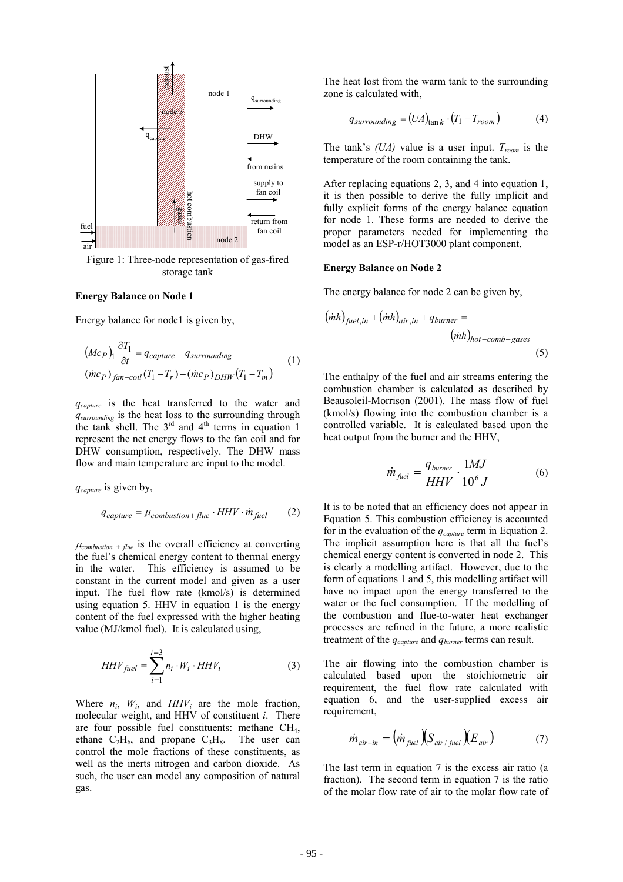Figure 1: Three-node representation of gas-fired storage tank

**Energy Balance on Node 1**

Energy balance for node1 is given by,

$$\left(Mc_P\right)_1 \frac{\partial T_1}{\partial t} = q_{capture} - q_{surrounding} - (\dot{m}c_P)_{fan-coil}(T_1 - T_r) - (\dot{m}c_P)_{DHW}(T_1 - T_m) \quad (1)$$

$q_{capture}$ is the heat transferred to the water and $q_{surrounding}$ is the heat loss to the surrounding through the tank shell. The 3rd and 4th terms in equation 1 represent the net energy flows to the fan coil and for DHW consumption, respectively. The DHW mass flow and main temperature are input to the model.

$q_{capture}$ is given by,

$$q_{capture} = \mu_{combustion+flue} \cdot HHV \cdot \dot{m}_{fuel} \quad (2)$$

$\mu_{combustion+flue}$ is the overall efficiency at converting the fuel's chemical energy content to thermal energy in the water. This efficiency is assumed to be constant in the current model and given as a user input. The fuel flow rate (kmol/s) is determined using equation 5. HHV in equation 1 is the energy content of the fuel expressed with the higher heating value (MJ/kmol fuel). It is calculated using,

$$HHV_{fuel} = \sum_{i=1}^{i=3} n_i \cdot W_i \cdot HHV_i \quad (3)$$

Where $n_i$, $W_i$, and $HHV_i$ are the mole fraction, molecular weight, and HHV of constituent *i*. There are four possible fuel constituents: methane $CH_4$, ethane $C_2H_6$, and propane $C_3H_8$. The user can control the mole fractions of these constituents, as well as the inerts nitrogen and carbon dioxide. As such, the user can model any composition of natural gas.

The heat lost from the warm tank to the surrounding zone is calculated with,

$$q_{surrounding} = (UA)_{\tan k} \cdot (T_1 - T_{room}) \quad (4)$$

The tank's *(UA)* value is a user input. $T_{room}$ is the temperature of the room containing the tank.

After replacing equations 2, 3, and 4 into equation 1, it is then possible to derive the fully implicit and fully explicit forms of the energy balance equation for node 1. These forms are needed to derive the proper parameters needed for implementing the model as an ESP-r/HOT3000 plant component.

**Energy Balance on Node 2**

The energy balance for node 2 can be given by,

$$(\dot{m}h)_{fuel,in} + (\dot{m}h)_{air,in} + q_{burner} = (\dot{m}h)_{hot-comb-gases} \quad (5)$$

The enthalpy of the fuel and air streams entering the combustion chamber is calculated as described by Beausoleil-Morrison (2001). The mass flow of fuel (kmol/s) flowing into the combustion chamber is a controlled variable. It is calculated based upon the heat output from the burner and the HHV,

$$\dot{m}_{fuel} = \frac{q_{burner}}{HHV} \cdot \frac{1MJ}{10^6 J} \quad (6)$$

It is to be noted that an efficiency does not appear in Equation 5. This combustion efficiency is accounted for in the evaluation of the $q_{capture}$ term in Equation 2. The implicit assumption here is that all the fuel's chemical energy content is converted in node 2. This is clearly a modelling artifact. However, due to the form of equations 1 and 5, this modelling artifact will have no impact upon the energy transferred to the water or the fuel consumption. If the modelling of the combustion and flue-to-water heat exchanger processes are refined in the future, a more realistic treatment of the $q_{capture}$ and $q_{burner}$ terms can result.

The air flowing into the combustion chamber is calculated based upon the stoichiometric air requirement, the fuel flow rate calculated with equation 6, and the user-supplied excess air requirement,

$$\dot{m}_{air-in} = (\dot{m}_{fuel})(S_{air/fuel})(E_{air}) \quad (7)$$

The last term in equation 7 is the excess air ratio (a fraction). The second term in equation 7 is the ratio of the molar flow rate of air to the molar flow rate of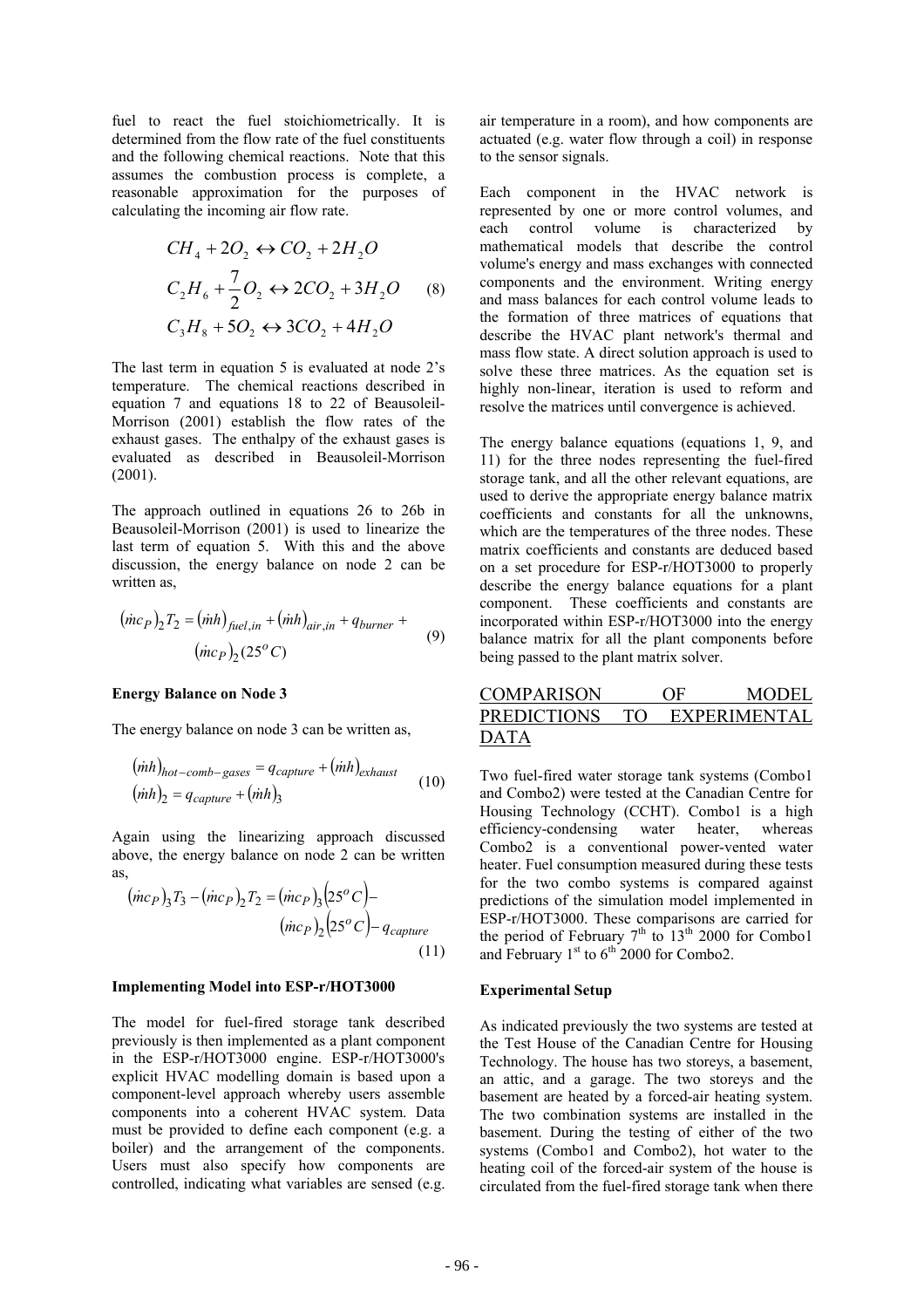fuel to react the fuel stoichiometrically. It is determined from the flow rate of the fuel constituents and the following chemical reactions. Note that this assumes the combustion process is complete, a reasonable approximation for the purposes of calculating the incoming air flow rate.

$$
\begin{aligned}
CH_4 + 2O_2 &\leftrightarrow CO_2 + 2H_2O \\
C_2H_6 + \frac{7}{2}O_2 &\leftrightarrow 2CO_2 + 3H_2O \\
C_3H_8 + 5O_2 &\leftrightarrow 3CO_2 + 4H_2O
\end{aligned}
\quad (8)
$$

The last term in equation 5 is evaluated at node 2's temperature. The chemical reactions described in equation 7 and equations 18 to 22 of Beausoleil-Morrison (2001) establish the flow rates of the exhaust gases. The enthalpy of the exhaust gases is evaluated as described in Beausoleil-Morrison (2001).

The approach outlined in equations 26 to 26b in Beausoleil-Morrison (2001) is used to linearize the last term of equation 5. With this and the above discussion, the energy balance on node 2 can be written as,

$$
(\dot{m}c_P)_2 T_2 = (\dot{m}h)_{fuel,in} + (\dot{m}h)_{air,in} + q_{burner} + (\dot{m}c_P)_2 (25^oC) \quad (9)
$$

**Energy Balance on Node 3**

The energy balance on node 3 can be written as,

$$
\begin{aligned}
(\dot{m}h)_{hot-comb-gases} &= q_{capture} + (\dot{m}h)_{exhaust} \\
(\dot{m}h)_2 &= q_{capture} + (\dot{m}h)_3
\end{aligned}
\quad (10)
$$

Again using the linearizing approach discussed above, the energy balance on node 2 can be written as,

$$
(\dot{m}c_P)_3 T_3 - (\dot{m}c_P)_2 T_2 = (\dot{m}c_P)_3 (25^oC) - (\dot{m}c_P)_2 (25^oC) - q_{capture} \quad (11)
$$

**Implementing Model into ESP-r/HOT3000**

The model for fuel-fired storage tank described previously is then implemented as a plant component in the ESP-r/HOT3000 engine. ESP-r/HOT3000's explicit HVAC modelling domain is based upon a component-level approach whereby users assemble components into a coherent HVAC system. Data must be provided to define each component (e.g. a boiler) and the arrangement of the components. Users must also specify how components are controlled, indicating what variables are sensed (e.g. air temperature in a room), and how components are actuated (e.g. water flow through a coil) in response to the sensor signals.

Each component in the HVAC network is represented by one or more control volumes, and each control volume is characterized by mathematical models that describe the control volume's energy and mass exchanges with connected components and the environment. Writing energy and mass balances for each control volume leads to the formation of three matrices of equations that describe the HVAC plant network's thermal and mass flow state. A direct solution approach is used to solve these three matrices. As the equation set is highly non-linear, iteration is used to reform and resolve the matrices until convergence is achieved.

The energy balance equations (equations 1, 9, and 11) for the three nodes representing the fuel-fired storage tank, and all the other relevant equations, are used to derive the appropriate energy balance matrix coefficients and constants for all the unknowns, which are the temperatures of the three nodes. These matrix coefficients and constants are deduced based on a set procedure for ESP-r/HOT3000 to properly describe the energy balance equations for a plant component. These coefficients and constants are incorporated within ESP-r/HOT3000 into the energy balance matrix for all the plant components before being passed to the plant matrix solver.

## COMPARISON OF MODEL PREDICTIONS TO EXPERIMENTAL DATA

Two fuel-fired water storage tank systems (Combo1 and Combo2) were tested at the Canadian Centre for Housing Technology (CCHT). Combo1 is a high efficiency-condensing water heater, whereas Combo2 is a conventional power-vented water heater. Fuel consumption measured during these tests for the two combo systems is compared against predictions of the simulation model implemented in ESP-r/HOT3000. These comparisons are carried for the period of February 7$^{th}$ to 13$^{th}$ 2000 for Combo1 and February 1$^{st}$ to 6$^{th}$ 2000 for Combo2.

**Experimental Setup**

As indicated previously the two systems are tested at the Test House of the Canadian Centre for Housing Technology. The house has two storeys, a basement, an attic, and a garage. The two storeys and the basement are heated by a forced-air heating system. The two combination systems are installed in the basement. During the testing of either of the two systems (Combo1 and Combo2), hot water to the heating coil of the forced-air system of the house is circulated from the fuel-fired storage tank when there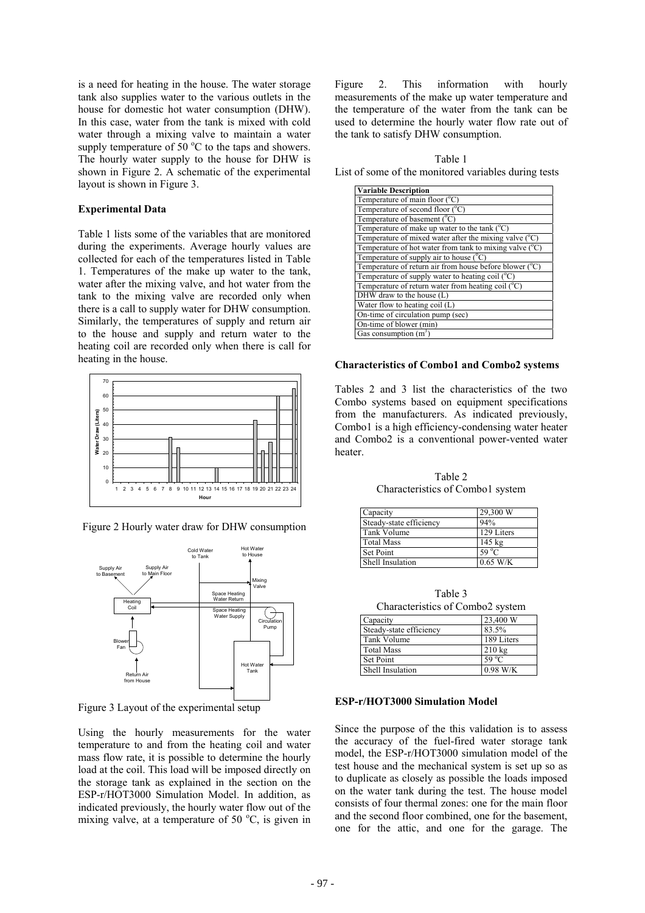is a need for heating in the house. The water storage tank also supplies water to the various outlets in the house for domestic hot water consumption (DHW). In this case, water from the tank is mixed with cold water through a mixing valve to maintain a water supply temperature of 50 °C to the taps and showers. The hourly water supply to the house for DHW is shown in Figure 2. A schematic of the experimental layout is shown in Figure 3.

### Experimental Data

Table 1 lists some of the variables that are monitored during the experiments. Average hourly values are collected for each of the temperatures listed in Table 1. Temperatures of the make up water to the tank, water after the mixing valve, and hot water from the tank to the mixing valve are recorded only when there is a call to supply water for DHW consumption. Similarly, the temperatures of supply and return air to the house and supply and return water to the heating coil are recorded only when there is call for heating in the house.

Figure 2 Hourly water draw for DHW consumption

Figure 3 Layout of the experimental setup

Using the hourly measurements for the water temperature to and from the heating coil and water mass flow rate, it is possible to determine the hourly load at the coil. This load will be imposed directly on the storage tank as explained in the section on the ESP-r/HOT3000 Simulation Model. In addition, as indicated previously, the hourly water flow out of the mixing valve, at a temperature of 50 °C, is given in Figure 2. This information with hourly measurements of the make up water temperature and the temperature of the water from the tank can be used to determine the hourly water flow rate out of the tank to satisfy DHW consumption.

Table 1
List of some of the monitored variables during tests

| Variable Description |
|---|
| Temperature of main floor (°C) |
| Temperature of second floor (°C) |
| Temperature of basement (°C) |
| Temperature of make up water to the tank (°C) |
| Temperature of mixed water after the mixing valve (°C) |
| Temperature of hot water from tank to mixing valve (°C) |
| Temperature of supply air to house (°C) |
| Temperature of return air from house before blower (°C) |
| Temperature of supply water to heating coil (°C) |
| Temperature of return water from heating coil (°C) |
| DHW draw to the house (L) |
| Water flow to heating coil (L) |
| On-time of circulation pump (sec) |
| On-time of blower (min) |
| Gas consumption ($m^3$) |

### Characteristics of Combo1 and Combo2 systems

Tables 2 and 3 list the characteristics of the two Combo systems based on equipment specifications from the manufacturers. As indicated previously, Combo1 is a high efficiency-condensing water heater and Combo2 is a conventional power-vented water heater.

Table 2
Characteristics of Combo1 system

| | |
|---|---|
| Capacity | 29,300 W |
| Steady-state efficiency | 94% |
| Tank Volume | 129 Liters |
| Total Mass | 145 kg |
| Set Point | 59 °C |
| Shell Insulation | 0.65 W/K |

Table 3
Characteristics of Combo2 system

| | |
|---|---|
| Capacity | 23,400 W |
| Steady-state efficiency | 83.5% |
| Tank Volume | 189 Liters |
| Total Mass | 210 kg |
| Set Point | 59 °C |
| Shell Insulation | 0.98 W/K |

### ESP-r/HOT3000 Simulation Model

Since the purpose of the this validation is to assess the accuracy of the fuel-fired water storage tank model, the ESP-r/HOT3000 simulation model of the test house and the mechanical system is set up so as to duplicate as closely as possible the loads imposed on the water tank during the test. The house model consists of four thermal zones: one for the main floor and the second floor combined, one for the basement, one for the attic, and one for the garage. The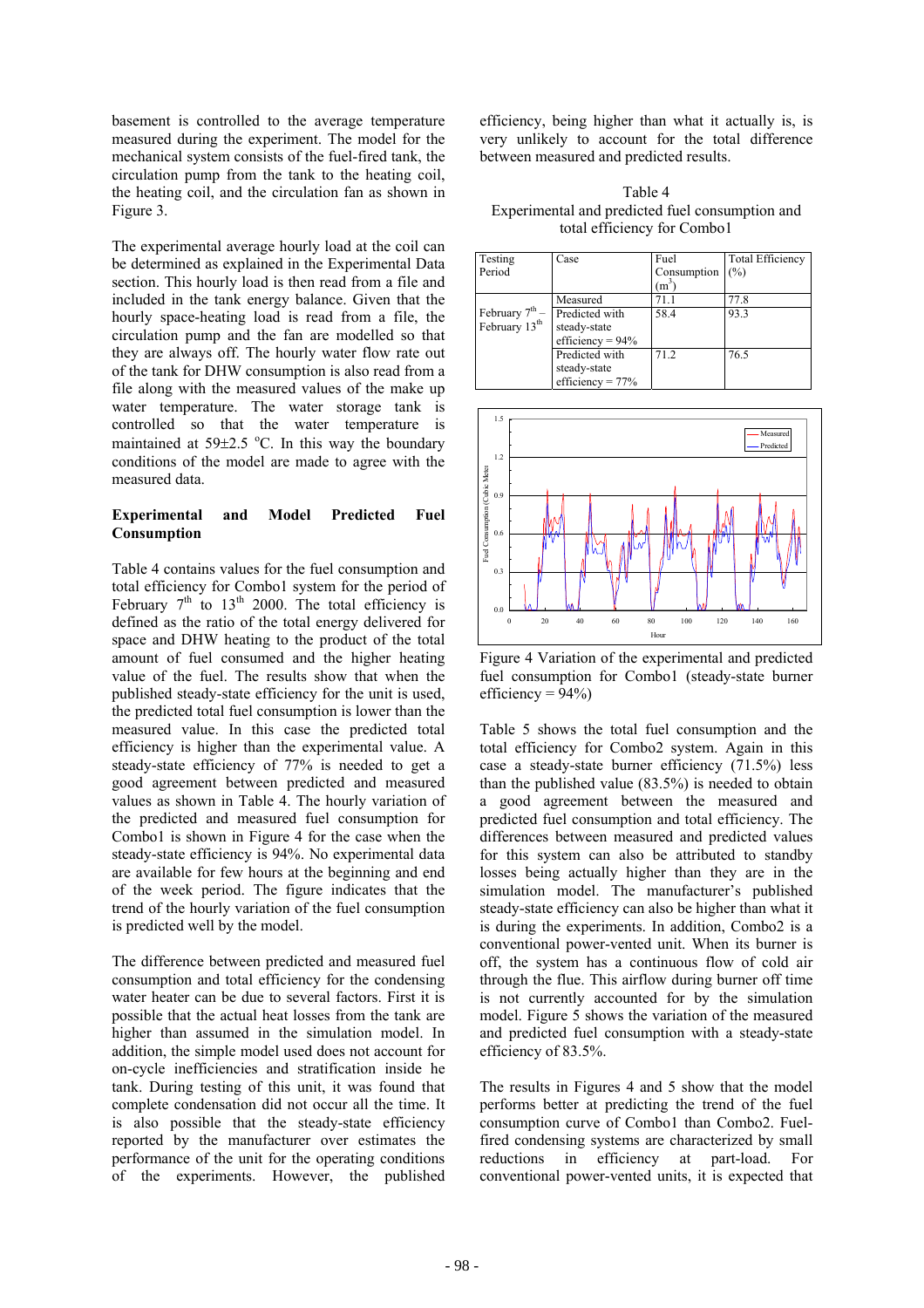basement is controlled to the average temperature measured during the experiment. The model for the mechanical system consists of the fuel-fired tank, the circulation pump from the tank to the heating coil, the heating coil, and the circulation fan as shown in Figure 3.

The experimental average hourly load at the coil can be determined as explained in the Experimental Data section. This hourly load is then read from a file and included in the tank energy balance. Given that the hourly space-heating load is read from a file, the circulation pump and the fan are modelled so that they are always off. The hourly water flow rate out of the tank for DHW consumption is also read from a file along with the measured values of the make up water temperature. The water storage tank is controlled so that the water temperature is maintained at 59±2.5 °C. In this way the boundary conditions of the model are made to agree with the measured data.

## Experimental and Model Predicted Fuel Consumption

Table 4 contains values for the fuel consumption and total efficiency for Combo1 system for the period of February 7th to 13th 2000. The total efficiency is defined as the ratio of the total energy delivered for space and DHW heating to the product of the total amount of fuel consumed and the higher heating value of the fuel. The results show that when the published steady-state efficiency for the unit is used, the predicted total fuel consumption is lower than the measured value. In this case the predicted total efficiency is higher than the experimental value. A steady-state efficiency of 77% is needed to get a good agreement between predicted and measured values as shown in Table 4. The hourly variation of the predicted and measured fuel consumption for Combo1 is shown in Figure 4 for the case when the steady-state efficiency is 94%. No experimental data are available for few hours at the beginning and end of the week period. The figure indicates that the trend of the hourly variation of the fuel consumption is predicted well by the model.

The difference between predicted and measured fuel consumption and total efficiency for the condensing water heater can be due to several factors. First it is possible that the actual heat losses from the tank are higher than assumed in the simulation model. In addition, the simple model used does not account for on-cycle inefficiencies and stratification inside he tank. During testing of this unit, it was found that complete condensation did not occur all the time. It is also possible that the steady-state efficiency reported by the manufacturer over estimates the performance of the unit for the operating conditions of the experiments. However, the published efficiency, being higher than what it actually is, is very unlikely to account for the total difference between measured and predicted results.

Table 4
Experimental and predicted fuel consumption and total efficiency for Combo1

| Testing Period | Case | Fuel Consumption ($m^3$) | Total Efficiency (%) |
|---|---|---|---|
| February 7th – February 13th | Measured | 71.1 | 77.8 |
| | Predicted with steady-state efficiency = 94% | 58.4 | 93.3 |
| | Predicted with steady-state efficiency = 77% | 71.2 | 76.5 |

Figure 4 Variation of the experimental and predicted fuel consumption for Combo1 (steady-state burner efficiency = 94%)

Table 5 shows the total fuel consumption and the total efficiency for Combo2 system. Again in this case a steady-state burner efficiency (71.5%) less than the published value (83.5%) is needed to obtain a good agreement between the measured and predicted fuel consumption and total efficiency. The differences between measured and predicted values for this system can also be attributed to standby losses being actually higher than they are in the simulation model. The manufacturer's published steady-state efficiency can also be higher than what it is during the experiments. In addition, Combo2 is a conventional power-vented unit. When its burner is off, the system has a continuous flow of cold air through the flue. This airflow during burner off time is not currently accounted for by the simulation model. Figure 5 shows the variation of the measured and predicted fuel consumption with a steady-state efficiency of 83.5%.

The results in Figures 4 and 5 show that the model performs better at predicting the trend of the fuel consumption curve of Combo1 than Combo2. Fuel-fired condensing systems are characterized by small reductions in efficiency at part-load. For conventional power-vented units, it is expected that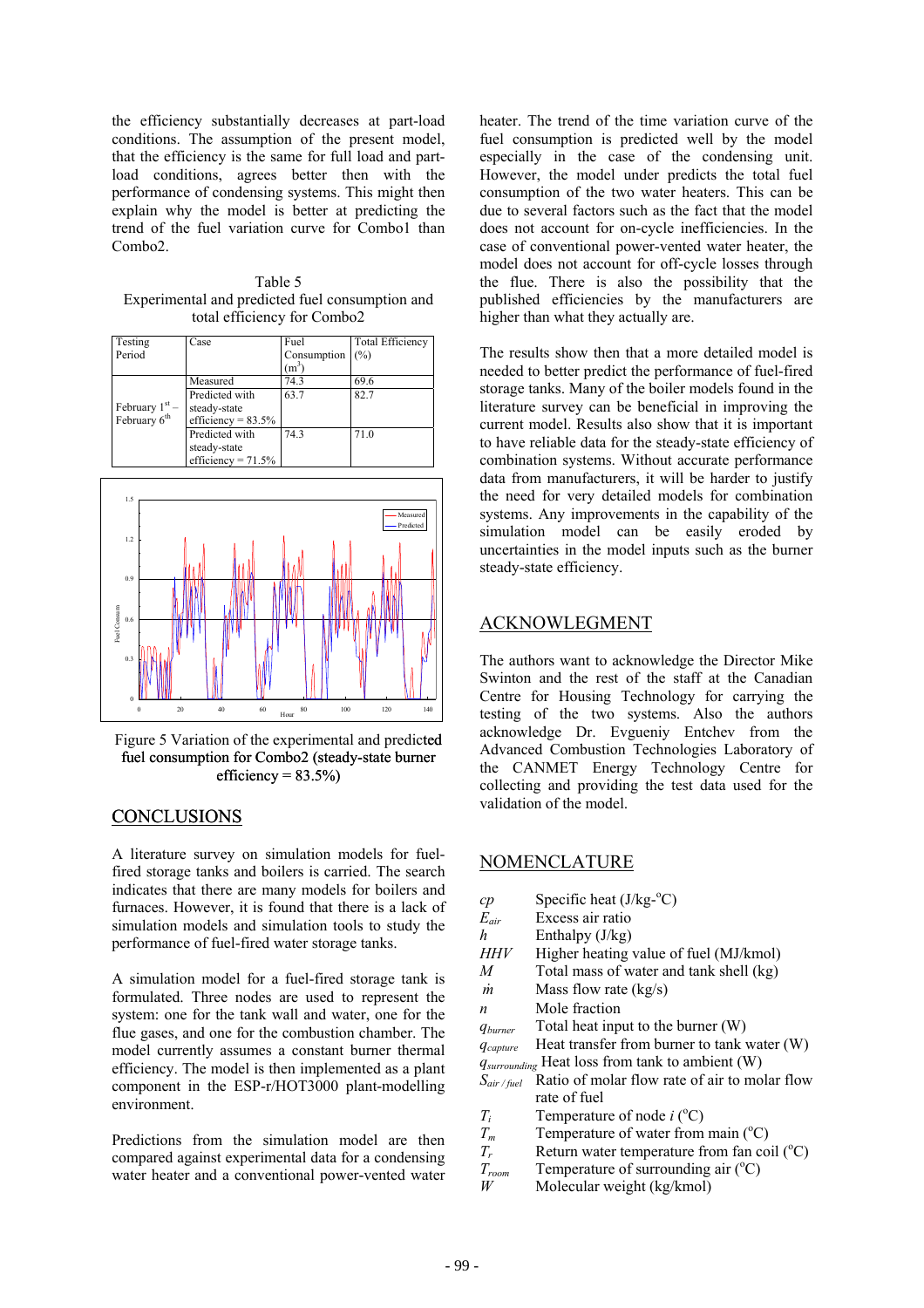the efficiency substantially decreases at part-load conditions. The assumption of the present model, that the efficiency is the same for full load and part-load conditions, agrees better then with the performance of condensing systems. This might then explain why the model is better at predicting the trend of the fuel variation curve for Combo1 than Combo2.

Table 5
Experimental and predicted fuel consumption and total efficiency for Combo2

| Testing Period | Case | Fuel Consumption ($m^3$) | Total Efficiency (%) |
|---|---|---|---|
| February 1st – February 6th | Measured | 74.3 | 69.6 |
| | Predicted with steady-state efficiency = 83.5% | 63.7 | 82.7 |
| | Predicted with steady-state efficiency = 71.5% | 74.3 | 71.0 |

Figure 5 Variation of the experimental and predicted fuel consumption for Combo2 (steady-state burner efficiency = 83.5%)

## CONCLUSIONS

A literature survey on simulation models for fuel-fired storage tanks and boilers is carried. The search indicates that there are many models for boilers and furnaces. However, it is found that there is a lack of simulation models and simulation tools to study the performance of fuel-fired water storage tanks.

A simulation model for a fuel-fired storage tank is formulated. Three nodes are used to represent the system: one for the tank wall and water, one for the flue gases, and one for the combustion chamber. The model currently assumes a constant burner thermal efficiency. The model is then implemented as a plant component in the ESP-r/HOT3000 plant-modelling environment.

Predictions from the simulation model are then compared against experimental data for a condensing water heater and a conventional power-vented water heater. The trend of the time variation curve of the fuel consumption is predicted well by the model especially in the case of the condensing unit. However, the model under predicts the total fuel consumption of the two water heaters. This can be due to several factors such as the fact that the model does not account for on-cycle inefficiencies. In the case of conventional power-vented water heater, the model does not account for off-cycle losses through the flue. There is also the possibility that the published efficiencies by the manufacturers are higher than what they actually are.

The results show then that a more detailed model is needed to better predict the performance of fuel-fired storage tanks. Many of the boiler models found in the literature survey can be beneficial in improving the current model. Results also show that it is important to have reliable data for the steady-state efficiency of combination systems. Without accurate performance data from manufacturers, it will be harder to justify the need for very detailed models for combination systems. Any improvements in the capability of the simulation model can be easily eroded by uncertainties in the model inputs such as the burner steady-state efficiency.

## ACKNOWLEGMENT

The authors want to acknowledge the Director Mike Swinton and the rest of the staff at the Canadian Centre for Housing Technology for carrying the testing of the two systems. Also the authors acknowledge Dr. Evgueniy Entchev from the Advanced Combustion Technologies Laboratory of the CANMET Energy Technology Centre for collecting and providing the test data used for the validation of the model.

## NOMENCLATURE

| | |
|---|---|
| $cp$ | Specific heat (J/kg-°C) |
| $E_{air}$ | Excess air ratio |
| $h$ | Enthalpy (J/kg) |
| $HHV$ | Higher heating value of fuel (MJ/kmol) |
| $M$ | Total mass of water and tank shell (kg) |
| $\dot{m}$ | Mass flow rate (kg/s) |
| $n$ | Mole fraction |
| $q_{burner}$ | Total heat input to the burner (W) |
| $q_{capture}$ | Heat transfer from burner to tank water (W) |
| $q_{surrounding}$ | Heat loss from tank to ambient (W) |
| $S_{air/fuel}$ | Ratio of molar flow rate of air to molar flow rate of fuel |
| $T_i$ | Temperature of node $i$ (°C) |
| $T_m$ | Temperature of water from main (°C) |
| $T_r$ | Return water temperature from fan coil (°C) |
| $T_{room}$ | Temperature of surrounding air (°C) |
| $W$ | Molecular weight (kg/kmol) |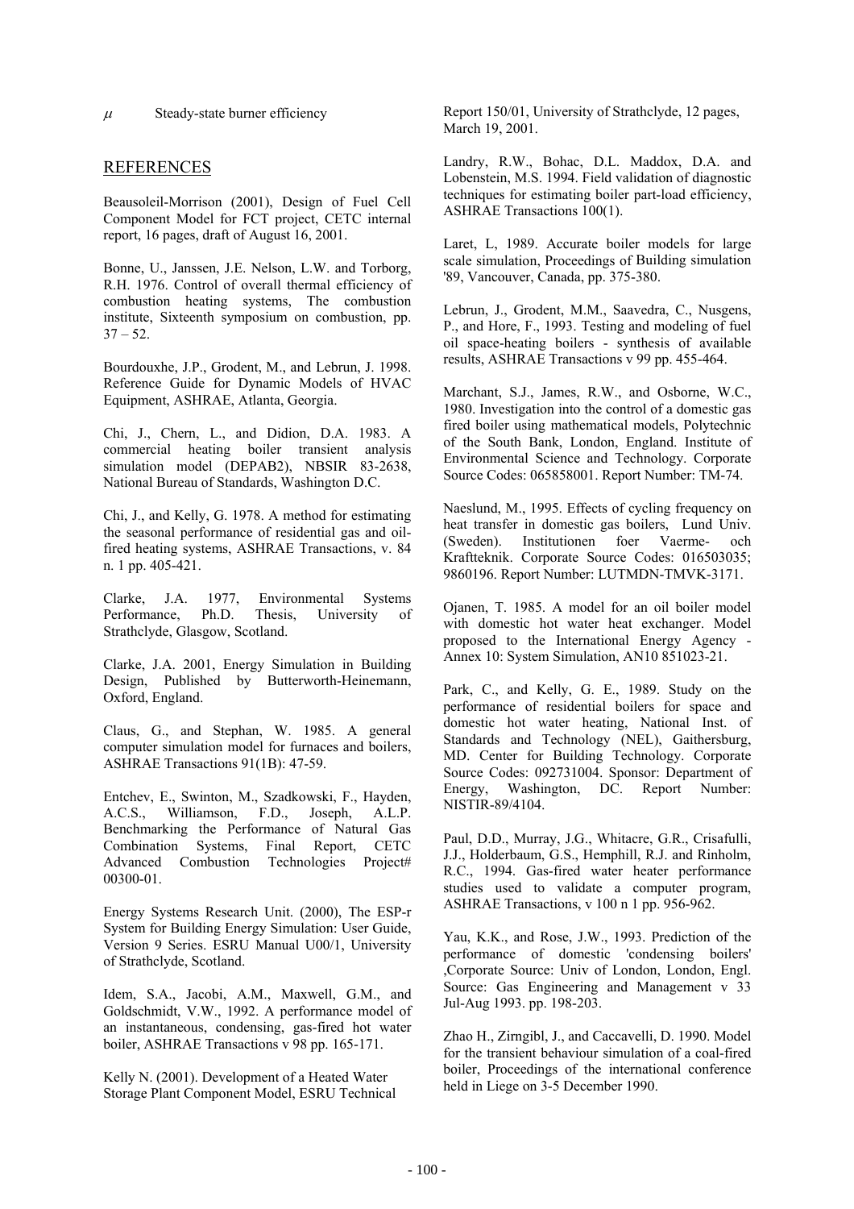$\mu$ Steady-state burner efficiency

## REFERENCES

Beausoleil-Morrison (2001), Design of Fuel Cell Component Model for FCT project, CETC internal report, 16 pages, draft of August 16, 2001.

Bonne, U., Janssen, J.E. Nelson, L.W. and Torborg, R.H. 1976. Control of overall thermal efficiency of combustion heating systems, The combustion institute, Sixteenth symposium on combustion, pp. 37 – 52.

Bourdouxhe, J.P., Grodent, M., and Lebrun, J. 1998. Reference Guide for Dynamic Models of HVAC Equipment, ASHRAE, Atlanta, Georgia.

Chi, J., Chern, L., and Didion, D.A. 1983. A commercial heating boiler transient analysis simulation model (DEPAB2), NBSIR 83-2638, National Bureau of Standards, Washington D.C.

Chi, J., and Kelly, G. 1978. A method for estimating the seasonal performance of residential gas and oil-fired heating systems, ASHRAE Transactions, v. 84 n. 1 pp. 405-421.

Clarke, J.A. 1977, Environmental Systems Performance, Ph.D. Thesis, University of Strathclyde, Glasgow, Scotland.

Clarke, J.A. 2001, Energy Simulation in Building Design, Published by Butterworth-Heinemann, Oxford, England.

Claus, G., and Stephan, W. 1985. A general computer simulation model for furnaces and boilers, ASHRAE Transactions 91(1B): 47-59.

Entchev, E., Swinton, M., Szadkowski, F., Hayden, A.C.S., Williamson, F.D., Joseph, A.L.P. Benchmarking the Performance of Natural Gas Combination Systems, Final Report, CETC Advanced Combustion Technologies Project# 00300-01.

Energy Systems Research Unit. (2000), The ESP-r System for Building Energy Simulation: User Guide, Version 9 Series. ESRU Manual U00/1, University of Strathclyde, Scotland.

Idem, S.A., Jacobi, A.M., Maxwell, G.M., and Goldschmidt, V.W., 1992. A performance model of an instantaneous, condensing, gas-fired hot water boiler, ASHRAE Transactions v 98 pp. 165-171.

Kelly N. (2001). Development of a Heated Water Storage Plant Component Model, ESRU Technical Report 150/01, University of Strathclyde, 12 pages, March 19, 2001.

Landry, R.W., Bohac, D.L. Maddox, D.A. and Lobenstein, M.S. 1994. Field validation of diagnostic techniques for estimating boiler part-load efficiency, ASHRAE Transactions 100(1).

Laret, L, 1989. Accurate boiler models for large scale simulation, Proceedings of Building simulation '89, Vancouver, Canada, pp. 375-380.

Lebrun, J., Grodent, M.M., Saavedra, C., Nusgens, P., and Hore, F., 1993. Testing and modeling of fuel oil space-heating boilers - synthesis of available results, ASHRAE Transactions v 99 pp. 455-464.

Marchant, S.J., James, R.W., and Osborne, W.C., 1980. Investigation into the control of a domestic gas fired boiler using mathematical models, Polytechnic of the South Bank, London, England. Institute of Environmental Science and Technology. Corporate Source Codes: 065858001. Report Number: TM-74.

Naeslund, M., 1995. Effects of cycling frequency on heat transfer in domestic gas boilers, Lund Univ. (Sweden). Institutionen foer Vaerme- och Kraftteknik. Corporate Source Codes: 016503035; 9860196. Report Number: LUTMDN-TMVK-3171.

Ojanen, T. 1985. A model for an oil boiler model with domestic hot water heat exchanger. Model proposed to the International Energy Agency - Annex 10: System Simulation, AN10 851023-21.

Park, C., and Kelly, G. E., 1989. Study on the performance of residential boilers for space and domestic hot water heating, National Inst. of Standards and Technology (NEL), Gaithersburg, MD. Center for Building Technology. Corporate Source Codes: 092731004. Sponsor: Department of Energy, Washington, DC. Report Number: NISTIR-89/4104.

Paul, D.D., Murray, J.G., Whitacre, G.R., Crisafulli, J.J., Holderbaum, G.S., Hemphill, R.J. and Rinholm, R.C., 1994. Gas-fired water heater performance studies used to validate a computer program, ASHRAE Transactions, v 100 n 1 pp. 956-962.

Yau, K.K., and Rose, J.W., 1993. Prediction of the performance of domestic 'condensing boilers' ,Corporate Source: Univ of London, London, Engl. Source: Gas Engineering and Management v 33 Jul-Aug 1993. pp. 198-203.

Zhao H., Zirngibl, J., and Caccavelli, D. 1990. Model for the transient behaviour simulation of a coal-fired boiler, Proceedings of the international conference held in Liege on 3-5 December 1990.